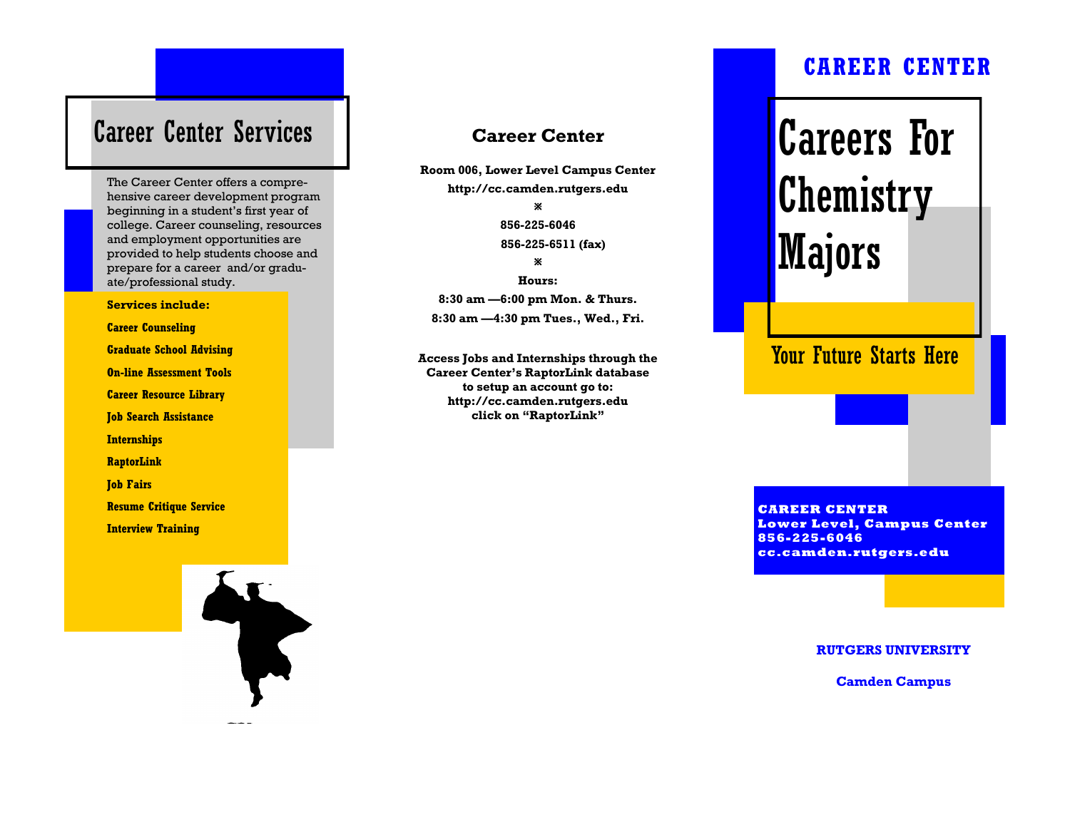## Career Center Services

The Career Center offers a comprehensive career development program beginning in a student's first year of college. Career counseling, resources and employment opportunities are provided to help students choose and prepare for a career and/or graduate/professional study.

**Services include:**

- **Career Counseling**
- **Graduate School Advising**
- **On-line Assessment Tools**
- **Career Resource Library**
- **Job Search Assistance**
- **Internships**
- **RaptorLink**
- **Job Fairs**
- **Resume Critique Service**
- **Interview Training**

## Career Center

**Room 006, Lower Level Campus Center**

**http://cc.camden.rutgers.edu**

※

**856-225-6046**

**856-225-6511 (fax)**

※

**Hours:**

**8:30 am —6:00 pm Mon. & Thurs.**

**8:30 am —4:30 pm Tues., Wed., Fri.**

**Access Jobs and Internships through the Career Center's RaptorLink database to setup an account go to: http://cc.camden.rutgers.edu click on "RaptorLink"**

**CAREER CENTER**

# Careers For Chemistry Majors

Your Future Starts Here

**CAREER CENTER**
**Lower Level, Campus Center**
**856-225-6046**
**cc.camden.rutgers.edu**

**RUTGERS UNIVERSITY**

**Camden Campus**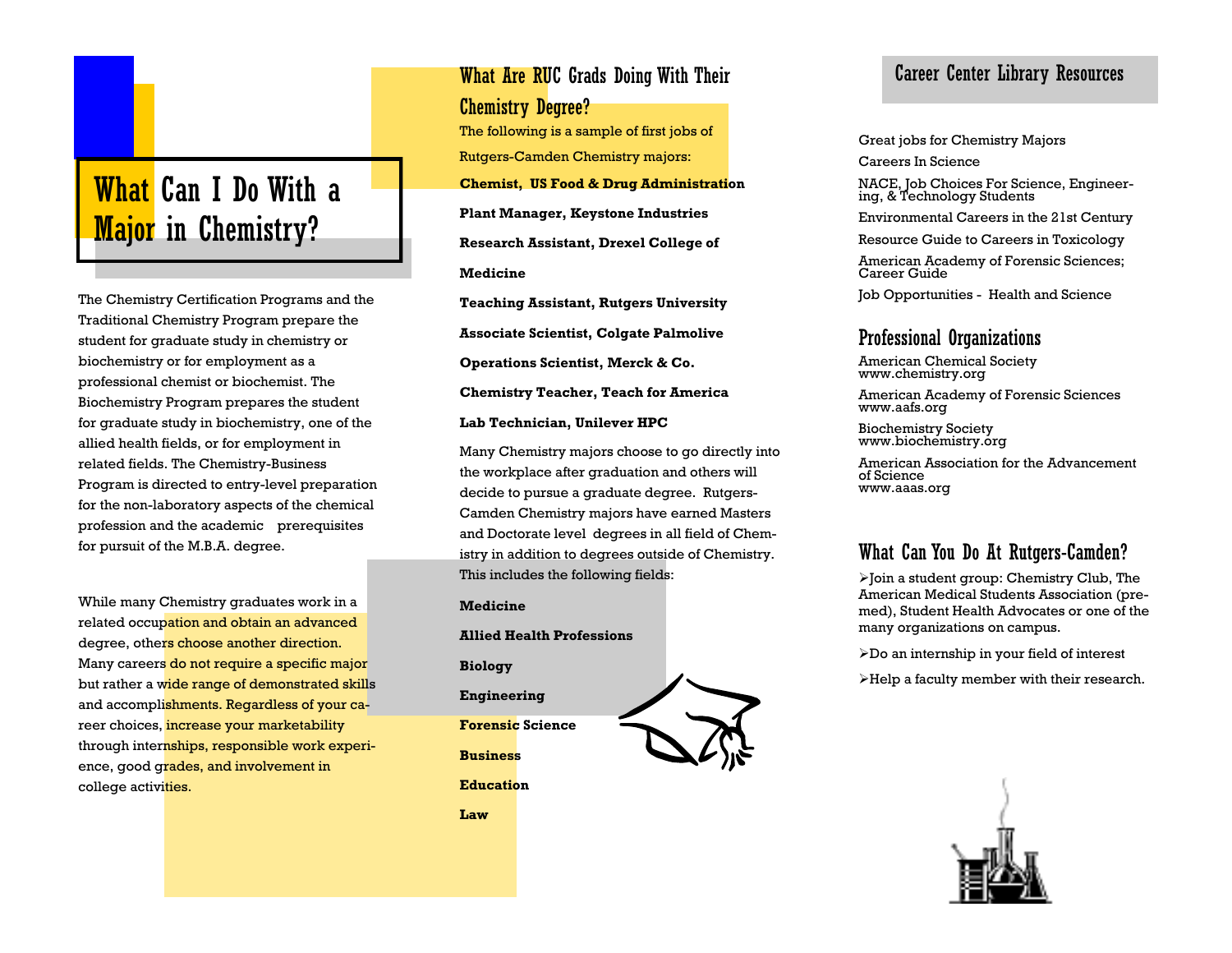# What Can I Do With a Major in Chemistry?

The Chemistry Certification Programs and the Traditional Chemistry Program prepare the student for graduate study in chemistry or biochemistry or for employment as a professional chemist or biochemist. The Biochemistry Program prepares the student for graduate study in biochemistry, one of the allied health fields, or for employment in related fields. The Chemistry-Business Program is directed to entry-level preparation for the non-laboratory aspects of the chemical profession and the academic prerequisites for pursuit of the M.B.A. degree.

While many Chemistry graduates work in a related occupation and obtain an advanced degree, others choose another direction. Many careers do not require a specific major but rather a wide range of demonstrated skills and accomplishments. Regardless of your career choices, increase your marketability through internships, responsible work experience, good grades, and involvement in college activities.

## What Are RUC Grads Doing With Their Chemistry Degree?

The following is a sample of first jobs of Rutgers-Camden Chemistry majors:

**Chemist, US Food & Drug Administration**

**Plant Manager, Keystone Industries**

**Research Assistant, Drexel College of Medicine**

**Teaching Assistant, Rutgers University**

**Associate Scientist, Colgate Palmolive**

**Operations Scientist, Merck & Co.**

**Chemistry Teacher, Teach for America**

**Lab Technician, Unilever HPC**

Many Chemistry majors choose to go directly into the workplace after graduation and others will decide to pursue a graduate degree. Rutgers-Camden Chemistry majors have earned Masters and Doctorate level degrees in all field of Chemistry in addition to degrees outside of Chemistry. This includes the following fields:

**Medicine**

**Allied Health Professions**

**Biology**

**Engineering**

**Forensic Science**

**Business**

**Education**

**Law**

## Career Center Library Resources

Great jobs for Chemistry Majors

Careers In Science

NACE, Job Choices For Science, Engineering, & Technology Students

Environmental Careers in the 21st Century

Resource Guide to Careers in Toxicology

American Academy of Forensic Sciences; Career Guide

Job Opportunities - Health and Science

## Professional Organizations

American Chemical Society
www.chemistry.org

American Academy of Forensic Sciences
www.aafs.org

Biochemistry Society
www.biochemistry.org

American Association for the Advancement of Science
www.aaas.org

## What Can You Do At Rutgers-Camden?

- Join a student group: Chemistry Club, The American Medical Students Association (pre-med), Student Health Advocates or one of the many organizations on campus.
- Do an internship in your field of interest
- Help a faculty member with their research.